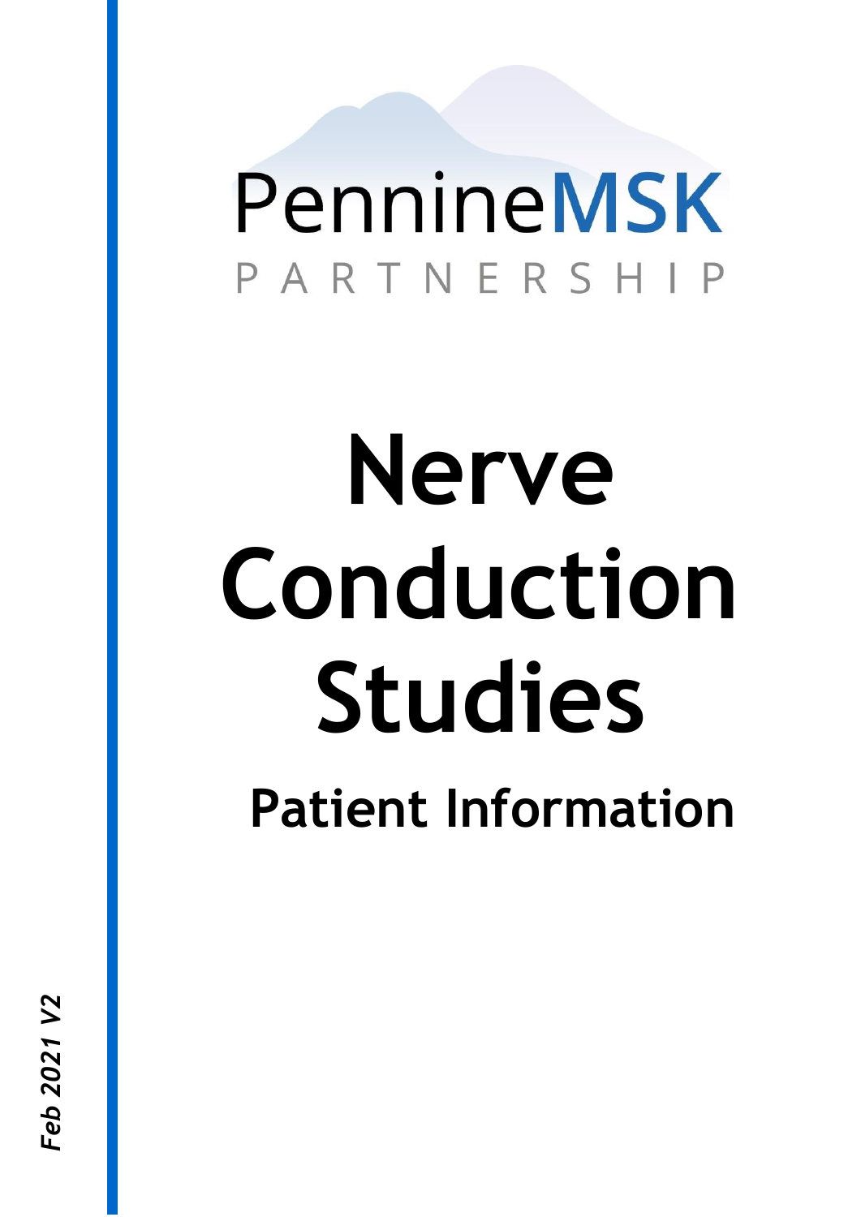PennineMSK

PARTNERSHIP

# Nerve Conduction Studies

## Patient Information

*Feb 2021 V2*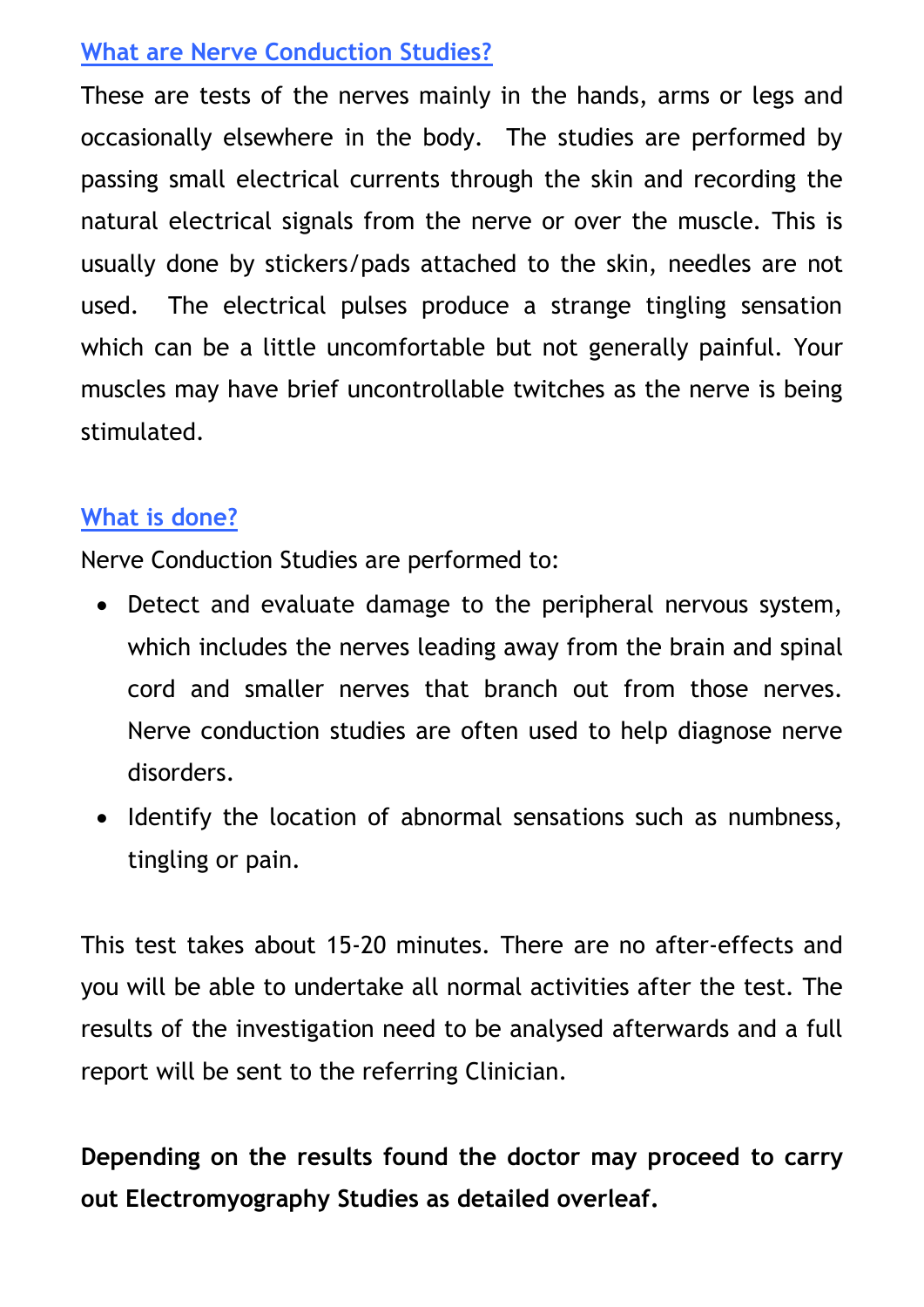## What are Nerve Conduction Studies?

These are tests of the nerves mainly in the hands, arms or legs and occasionally elsewhere in the body. The studies are performed by passing small electrical currents through the skin and recording the natural electrical signals from the nerve or over the muscle. This is usually done by stickers/pads attached to the skin, needles are not used. The electrical pulses produce a strange tingling sensation which can be a little uncomfortable but not generally painful. Your muscles may have brief uncontrollable twitches as the nerve is being stimulated.

## What is done?

Nerve Conduction Studies are performed to:

- Detect and evaluate damage to the peripheral nervous system, which includes the nerves leading away from the brain and spinal cord and smaller nerves that branch out from those nerves. Nerve conduction studies are often used to help diagnose nerve disorders.
- Identify the location of abnormal sensations such as numbness, tingling or pain.

This test takes about 15-20 minutes. There are no after-effects and you will be able to undertake all normal activities after the test. The results of the investigation need to be analysed afterwards and a full report will be sent to the referring Clinician.

**Depending on the results found the doctor may proceed to carry out Electromyography Studies as detailed overleaf.**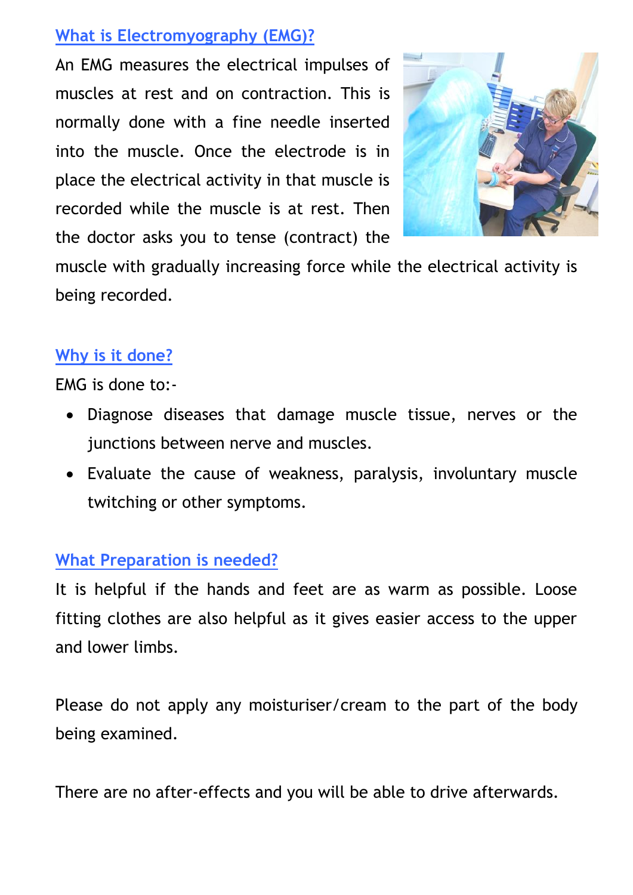## What is Electromyography (EMG)?

An EMG measures the electrical impulses of muscles at rest and on contraction. This is normally done with a fine needle inserted into the muscle. Once the electrode is in place the electrical activity in that muscle is recorded while the muscle is at rest. Then the doctor asks you to tense (contract) the muscle with gradually increasing force while the electrical activity is being recorded.

## Why is it done?

EMG is done to:-

- Diagnose diseases that damage muscle tissue, nerves or the junctions between nerve and muscles.
- Evaluate the cause of weakness, paralysis, involuntary muscle twitching or other symptoms.

## What Preparation is needed?

It is helpful if the hands and feet are as warm as possible. Loose fitting clothes are also helpful as it gives easier access to the upper and lower limbs.

Please do not apply any moisturiser/cream to the part of the body being examined.

There are no after-effects and you will be able to drive afterwards.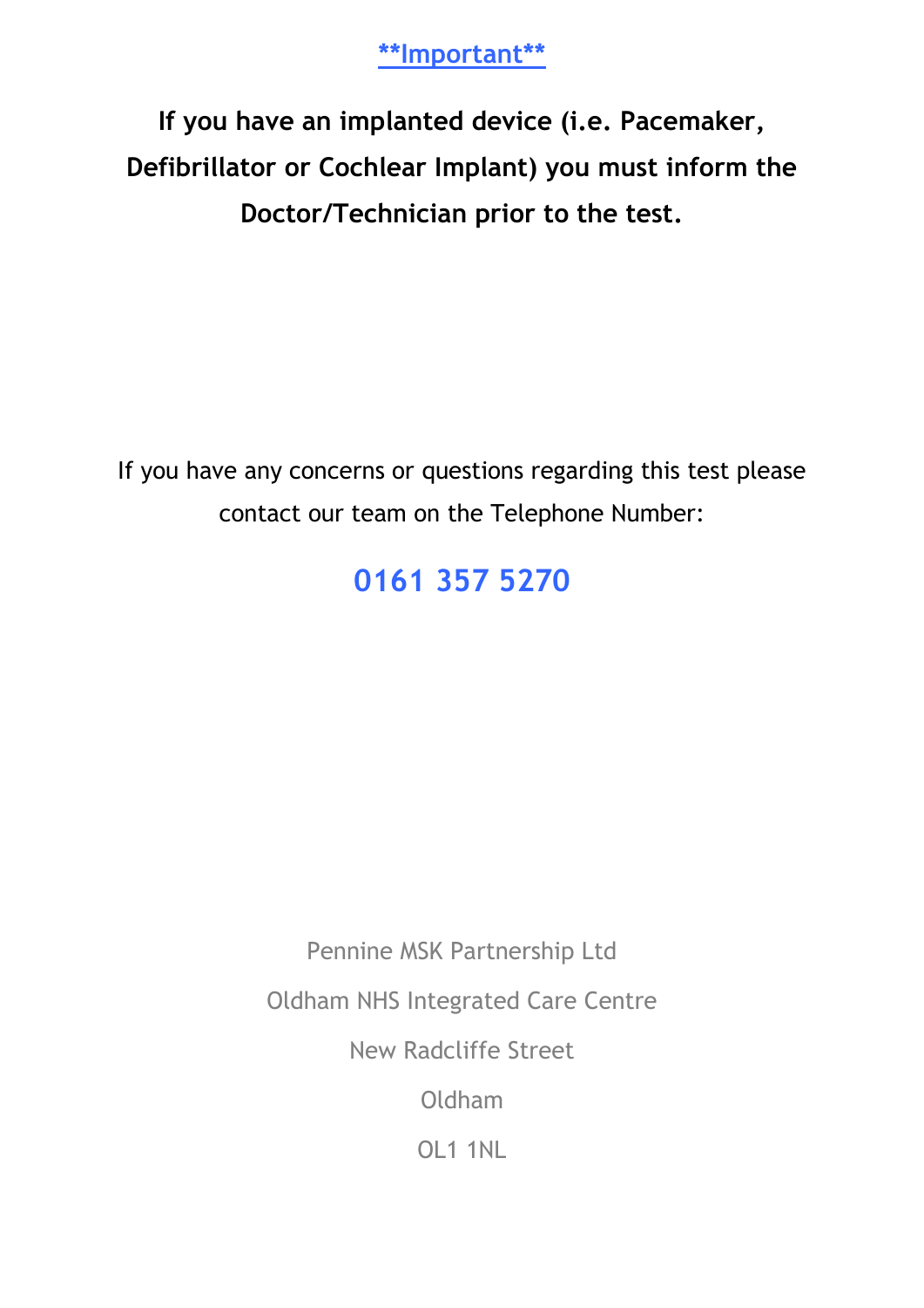**\*\*Important\*\***

**If you have an implanted device (i.e. Pacemaker, Defibrillator or Cochlear Implant) you must inform the Doctor/Technician prior to the test.**

If you have any concerns or questions regarding this test please contact our team on the Telephone Number:

**0161 357 5270**

Pennine MSK Partnership Ltd

Oldham NHS Integrated Care Centre

New Radcliffe Street

Oldham

OL1 1NL